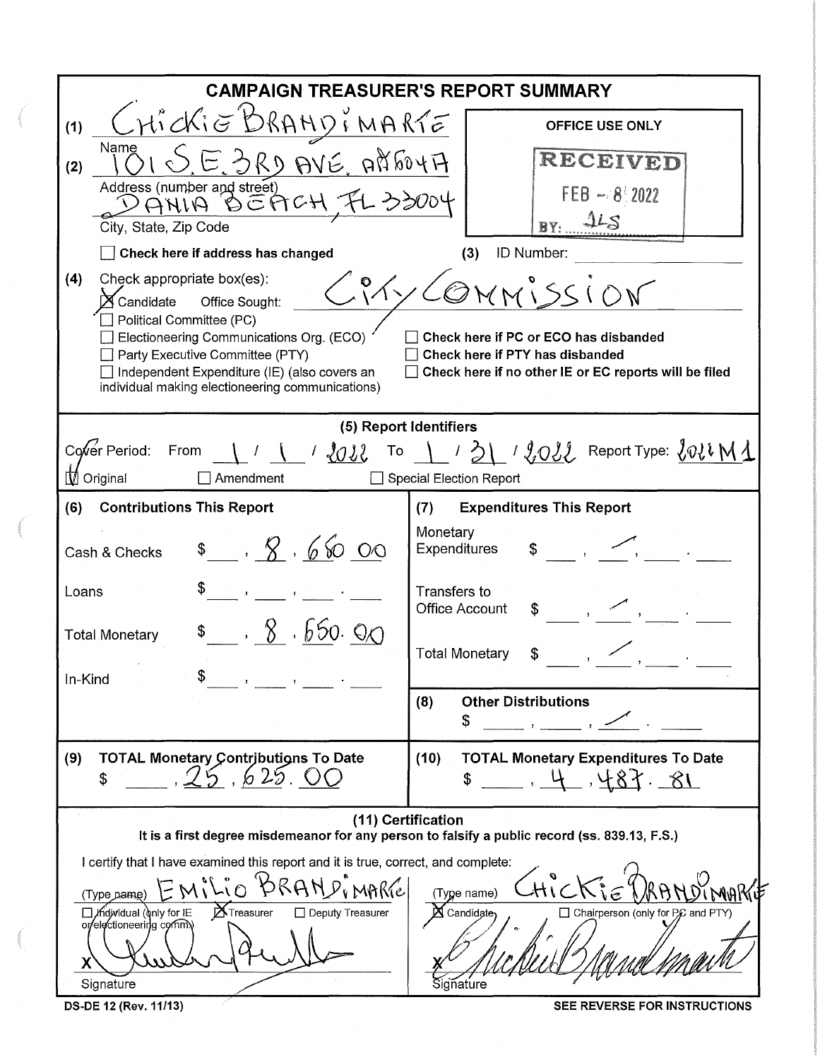# CAMPAIGN TREASURER'S REPORT SUMMARY

(1) CHICKIE BRANDIMARTE
Name

(2) 101 S.E. 3RD AVE. APT 604A
Address (number and street)

DANIA BEACH, FL 33004
City, State, Zip Code

☐ Check here if address has changed

**OFFICE USE ONLY**

RECEIVED
FEB - 8 2022
BY: JLS

(3) ID Number:

(4) Check appropriate box(es):

☒ Candidate Office Sought: CITY COMMISSION
☐ Political Committee (PC)
☐ Electioneering Communications Org. (ECO)
☐ Party Executive Committee (PTY)
☐ Independent Expenditure (IE) (also covers an individual making electioneering communications)

☐ Check here if PC or ECO has disbanded
☐ Check here if PTY has disbanded
☐ Check here if no other IE or EC reports will be filed

## (5) Report Identifiers

Cover Period: From 1 / 1 / 2022 To 1 / 31 / 2022 Report Type: 2022 M1

☒ Original ☐ Amendment ☐ Special Election Report

| (6) Contributions This Report | | (7) Expenditures This Report | |
|---|---|---|---|
| Cash & Checks | $ 8,650.00 | Monetary Expenditures | $ — |
| Loans | $ | Transfers to Office Account | $ — |
| Total Monetary | $ 8,650.00 | Total Monetary | $ — |
| In-Kind | $ | (8) Other Distributions | $ — |

| (9) TOTAL Monetary Contributions To Date | (10) TOTAL Monetary Expenditures To Date |
|---|---|
| $ 25,625.00 | $ 4,487.81 |

## (11) Certification

**It is a first degree misdemeanor for any person to falsify a public record (ss. 839.13, F.S.)**

I certify that I have examined this report and it is true, correct, and complete:

(Type name) EMILIO BRANDIMARTE
☐ Individual (only for IE or electioneering comm.) ☒ Treasurer ☐ Deputy Treasurer
X [signature]
Signature

(Type name) CHICKIE BRANDIMARTE
☒ Candidate ☐ Chairperson (only for PC and PTY)
X [signature]
Signature

DS-DE 12 (Rev. 11/13) SEE REVERSE FOR INSTRUCTIONS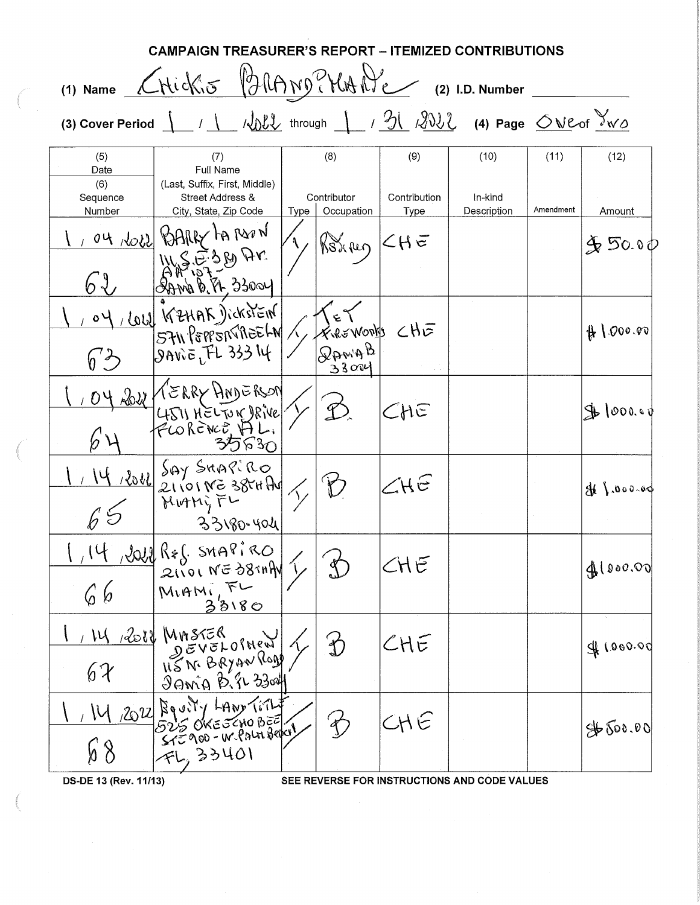# CAMPAIGN TREASURER'S REPORT – ITEMIZED CONTRIBUTIONS

(1) Name CHICKIS BRANDIMARTE (2) I.D. Number

(3) Cover Period 1 / 1 / 2022 through 1 / 31 / 2022 (4) Page One of Two

| (5) Date / (6) Sequence Number | (7) Full Name (Last, Suffix, First, Middle) Street Address & City, State, Zip Code | (8) Contributor Type | (8) Contributor Occupation | (9) Contribution Type | (10) In-kind Description | (11) Amendment | (12) Amount |
|---|---|---|---|---|---|---|---|
| 1 / 04 / 2022<br>62 | BARRY HARMON<br>111 S.E. 3RD AV. APT 107<br>DANIA B. FL 33004 | I | RETIRED | CHE | | | $50.00 |
| 1 / 04 / 2022<br>63 | YIZHAK DICKSTEIN<br>5711 PEPPERTREE LN<br>DAVIE, FL 33314 | I | TET FIREWORKS DANIA B 33004 | CHE | | | $1000.00 |
| 1 / 04 / 2022<br>64 | TERRY ANDERSON<br>4511 HELTON DRIVE<br>FLORENCE, AL. 35630 | I | B | CHE | | | $1000.00 |
| 1 / 14 / 2022<br>65 | JAY SHAPIRO<br>21101 NE 38TH AV<br>MIAMI, FL 33180-404 | I | B | CHE | | | $1.000.00 |
| 1 / 14 / 2022<br>66 | R&J. SHAPIRO<br>21101 NE 38TH AV<br>MIAMI, FL 33180 | I | B | CHE | | | $1000.00 |
| 1 / 14 / 2022<br>67 | MASTER DEVELOPMENT<br>115 N. BRYAN ROAD<br>DANIA B. FL 33004 | I | B | CHE | | | $1000.00 |
| 1 / 14 / 2022<br>68 | Equity LAND TITLE<br>525 OKEECHOBEE STE 900 - W. PALM BEACH<br>FL, 33401 | | B | CHE | | | $500.00 |

DS-DE 13 (Rev. 11/13) SEE REVERSE FOR INSTRUCTIONS AND CODE VALUES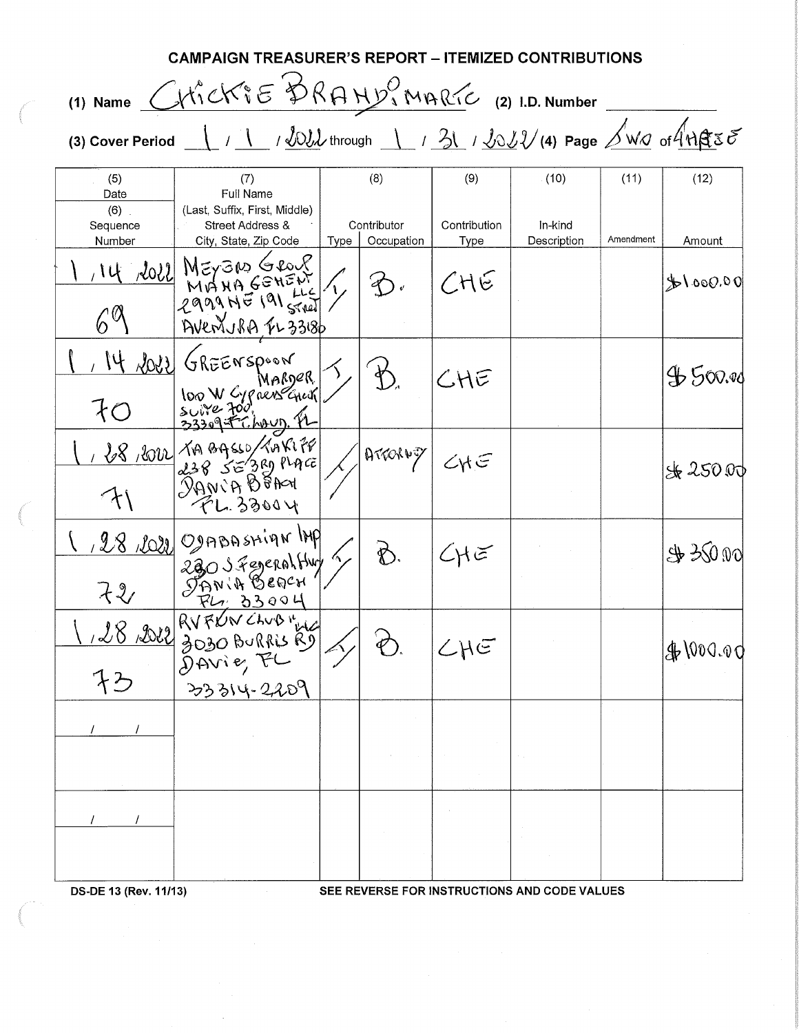# CAMPAIGN TREASURER'S REPORT – ITEMIZED CONTRIBUTIONS

(1) Name CHICKIE BRANDIMARTE (2) I.D. Number ____________

(3) Cover Period 1 / 1 / 2022 through 1 / 31 / 2022 (4) Page TWO of THREE

| (5) Date / (6) Sequence Number | (7) Full Name (Last, Suffix, First, Middle) Street Address & City, State, Zip Code | (8) Contributor Type | (8) Contributor Occupation | (9) Contribution Type | (10) In-kind Description | (11) Amendment | (12) Amount |
|---|---|---|---|---|---|---|---|
| 1 / 14 / 2022 69 | MEYERS GROUP MANA GEMENT LLC 2999 NE 191 STREET AVENTURA FL 33180 | 1 | B. | CHE | | | $1000.00 |
| 1 / 14 / 2022 70 | GREENSPOON MARDER 100 W Cypress Creek Suite 700 33309 FT. LAUD. FL | 1 | B. | CHE | | | $500.00 |
| 1 / 28 / 2022 71 | TAHASSO/TAHIFF 238 SE 3RD PLACE DANIA BEACH FL. 33004 | | ATTORNEY | CHE | | | $250.00 |
| 1 / 28 / 2022 72 | OSABASHIAN IMP 230 S Federal Hwy DANIA BEACH FL 33004 | 1 | B. | CHE | | | $350.00 |
| 1 / 28 / 2022 73 | RV FUN CLUB II LLC 3030 BURRIS RD DAVIE, FL 33314-2209 | 1 | B. | CHE | | | $1000.00 |
| / / | | | | | | | |
| / / | | | | | | | |

DS-DE 13 (Rev. 11/13)

SEE REVERSE FOR INSTRUCTIONS AND CODE VALUES